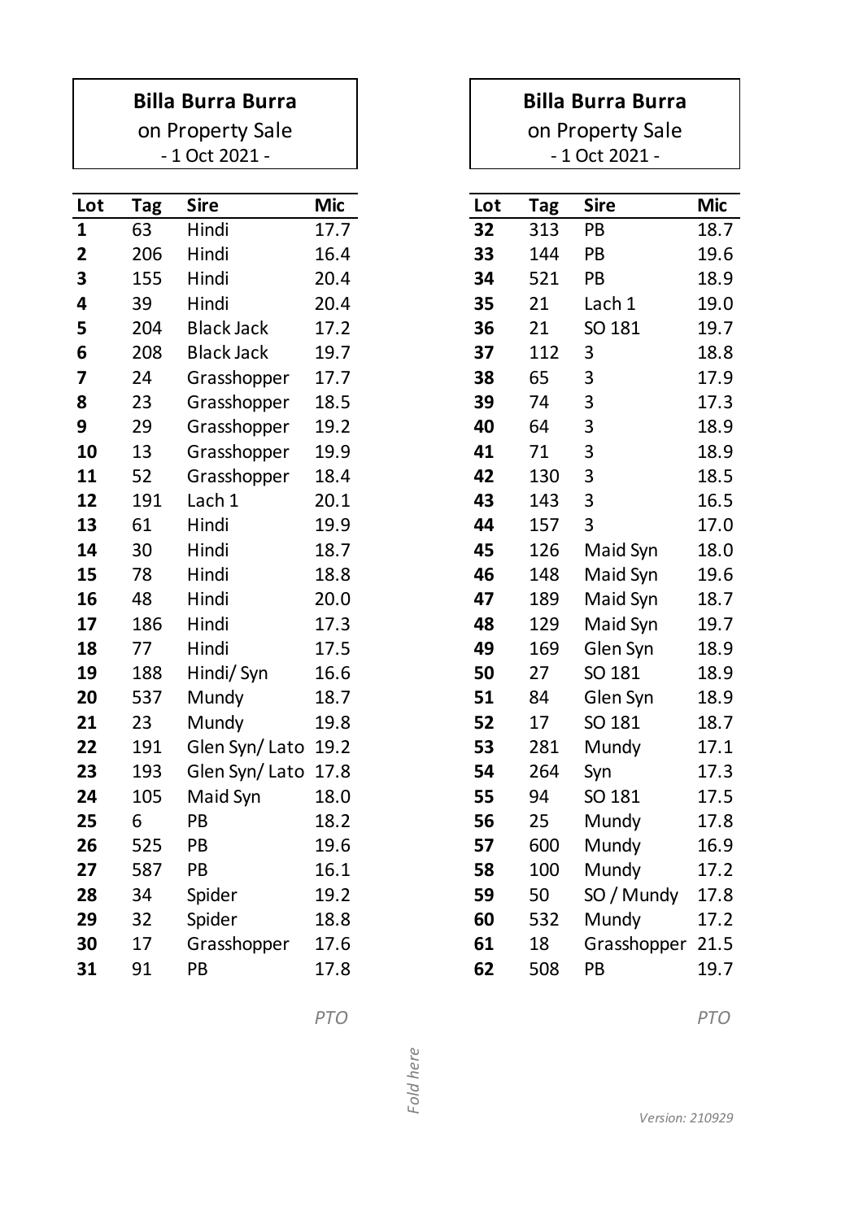**Billa Burra Burra**

on Property Sale

- 1 Oct 2021 -

| Lot | Tag | Sire | Mic |
|---|---|---|---|
| **1** | 63 | Hindi | 17.7 |
| **2** | 206 | Hindi | 16.4 |
| **3** | 155 | Hindi | 20.4 |
| **4** | 39 | Hindi | 20.4 |
| **5** | 204 | Black Jack | 17.2 |
| **6** | 208 | Black Jack | 19.7 |
| **7** | 24 | Grasshopper | 17.7 |
| **8** | 23 | Grasshopper | 18.5 |
| **9** | 29 | Grasshopper | 19.2 |
| **10** | 13 | Grasshopper | 19.9 |
| **11** | 52 | Grasshopper | 18.4 |
| **12** | 191 | Lach 1 | 20.1 |
| **13** | 61 | Hindi | 19.9 |
| **14** | 30 | Hindi | 18.7 |
| **15** | 78 | Hindi | 18.8 |
| **16** | 48 | Hindi | 20.0 |
| **17** | 186 | Hindi | 17.3 |
| **18** | 77 | Hindi | 17.5 |
| **19** | 188 | Hindi/ Syn | 16.6 |
| **20** | 537 | Mundy | 18.7 |
| **21** | 23 | Mundy | 19.8 |
| **22** | 191 | Glen Syn/ Lato | 19.2 |
| **23** | 193 | Glen Syn/ Lato | 17.8 |
| **24** | 105 | Maid Syn | 18.0 |
| **25** | 6 | PB | 18.2 |
| **26** | 525 | PB | 19.6 |
| **27** | 587 | PB | 16.1 |
| **28** | 34 | Spider | 19.2 |
| **29** | 32 | Spider | 18.8 |
| **30** | 17 | Grasshopper | 17.6 |
| **31** | 91 | PB | 17.8 |

*PTO*

**Billa Burra Burra**

on Property Sale

- 1 Oct 2021 -

| Lot | Tag | Sire | Mic |
|---|---|---|---|
| **32** | 313 | PB | 18.7 |
| **33** | 144 | PB | 19.6 |
| **34** | 521 | PB | 18.9 |
| **35** | 21 | Lach 1 | 19.0 |
| **36** | 21 | SO 181 | 19.7 |
| **37** | 112 | 3 | 18.8 |
| **38** | 65 | 3 | 17.9 |
| **39** | 74 | 3 | 17.3 |
| **40** | 64 | 3 | 18.9 |
| **41** | 71 | 3 | 18.9 |
| **42** | 130 | 3 | 18.5 |
| **43** | 143 | 3 | 16.5 |
| **44** | 157 | 3 | 17.0 |
| **45** | 126 | Maid Syn | 18.0 |
| **46** | 148 | Maid Syn | 19.6 |
| **47** | 189 | Maid Syn | 18.7 |
| **48** | 129 | Maid Syn | 19.7 |
| **49** | 169 | Glen Syn | 18.9 |
| **50** | 27 | SO 181 | 18.9 |
| **51** | 84 | Glen Syn | 18.9 |
| **52** | 17 | SO 181 | 18.7 |
| **53** | 281 | Mundy | 17.1 |
| **54** | 264 | Syn | 17.3 |
| **55** | 94 | SO 181 | 17.5 |
| **56** | 25 | Mundy | 17.8 |
| **57** | 600 | Mundy | 16.9 |
| **58** | 100 | Mundy | 17.2 |
| **59** | 50 | SO / Mundy | 17.8 |
| **60** | 532 | Mundy | 17.2 |
| **61** | 18 | Grasshopper | 21.5 |
| **62** | 508 | PB | 19.7 |

*PTO*

*Fold here*

*Version: 210929*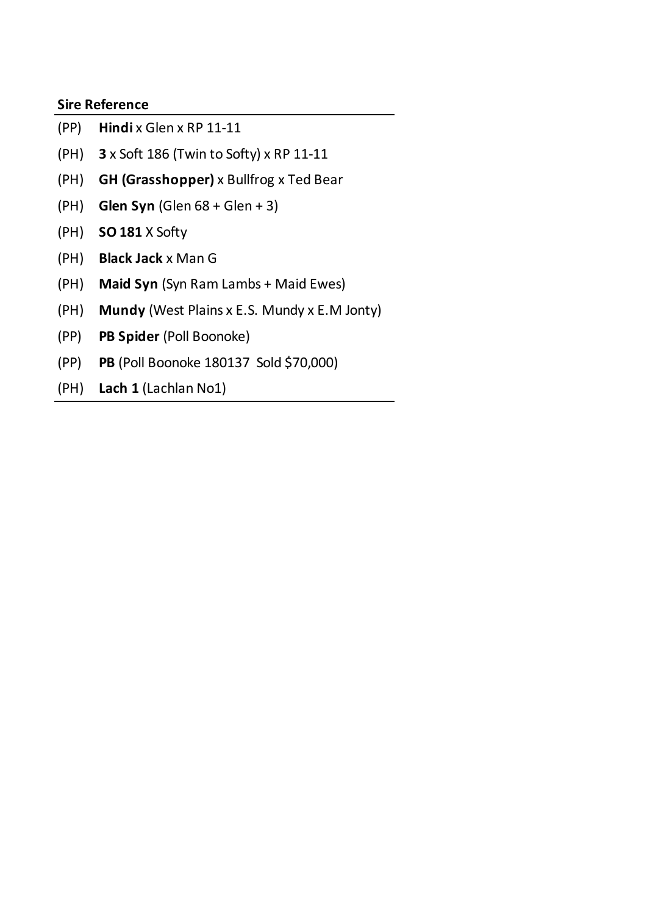**Sire Reference**

| | |
|---|---|
| (PP) | **Hindi** x Glen x RP 11-11 |
| (PH) | **3** x Soft 186 (Twin to Softy) x RP 11-11 |
| (PH) | **GH (Grasshopper)** x Bullfrog x Ted Bear |
| (PH) | **Glen Syn** (Glen 68 + Glen + 3) |
| (PH) | **SO 181** X Softy |
| (PH) | **Black Jack** x Man G |
| (PH) | **Maid Syn** (Syn Ram Lambs + Maid Ewes) |
| (PH) | **Mundy** (West Plains x E.S. Mundy x E.M Jonty) |
| (PP) | **PB Spider** (Poll Boonoke) |
| (PP) | **PB** (Poll Boonoke 180137 Sold $70,000) |
| (PH) | **Lach 1** (Lachlan No1) |